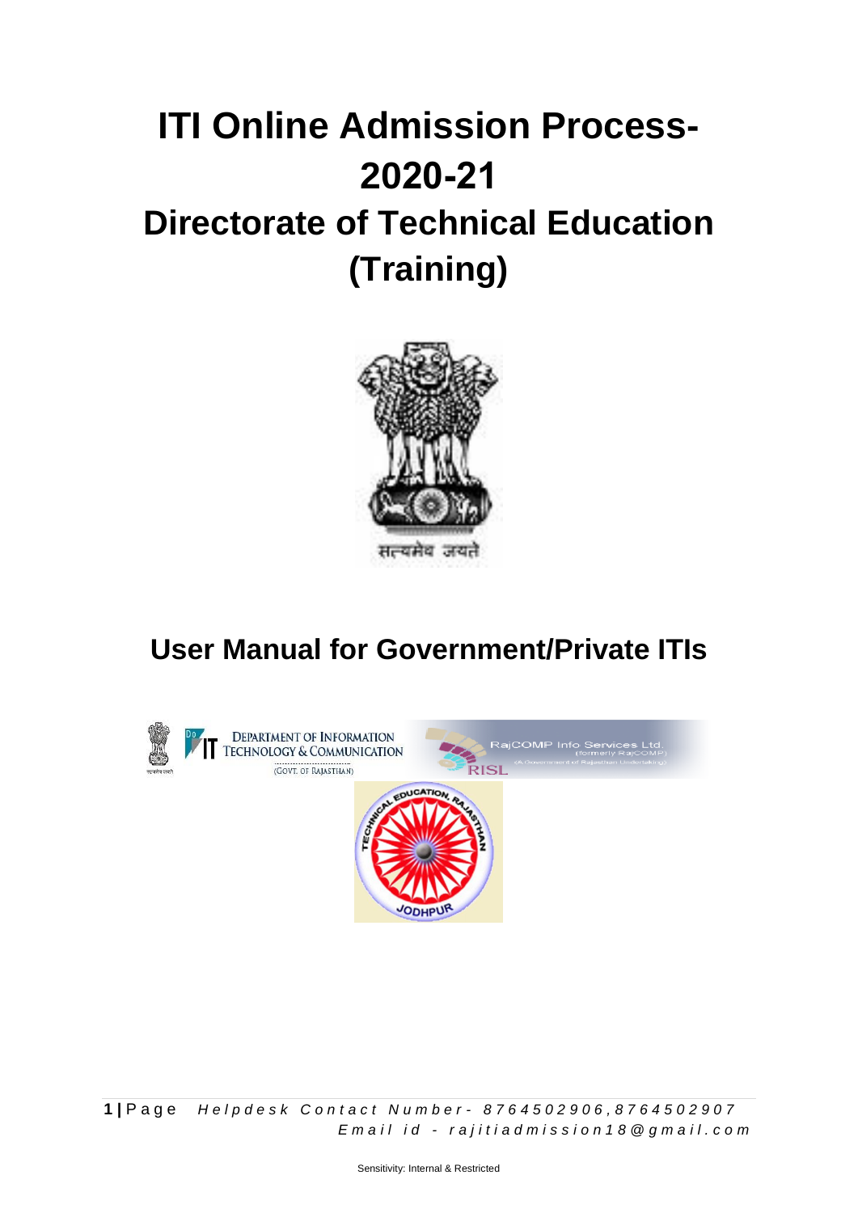# ITI Online Admission Process-2020-21

# Directorate of Technical Education (Training)

## User Manual for Government/Private ITIs

*Helpdesk Contact Number- 8764502906,8764502907*

*Email id - rajitiadmission18@gmail.com*

Sensitivity: Internal & Restricted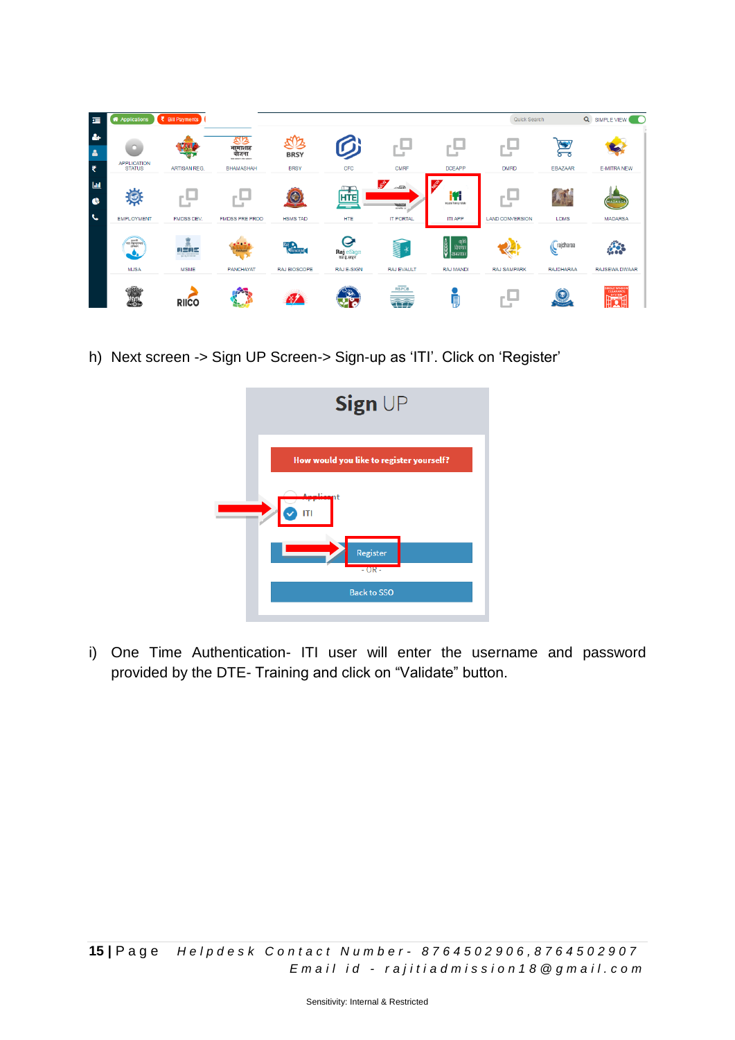h) Next screen -> Sign UP Screen-> Sign-up as 'ITI'. Click on 'Register'

i) One Time Authentication- ITI user will enter the username and password provided by the DTE- Training and click on "Validate" button.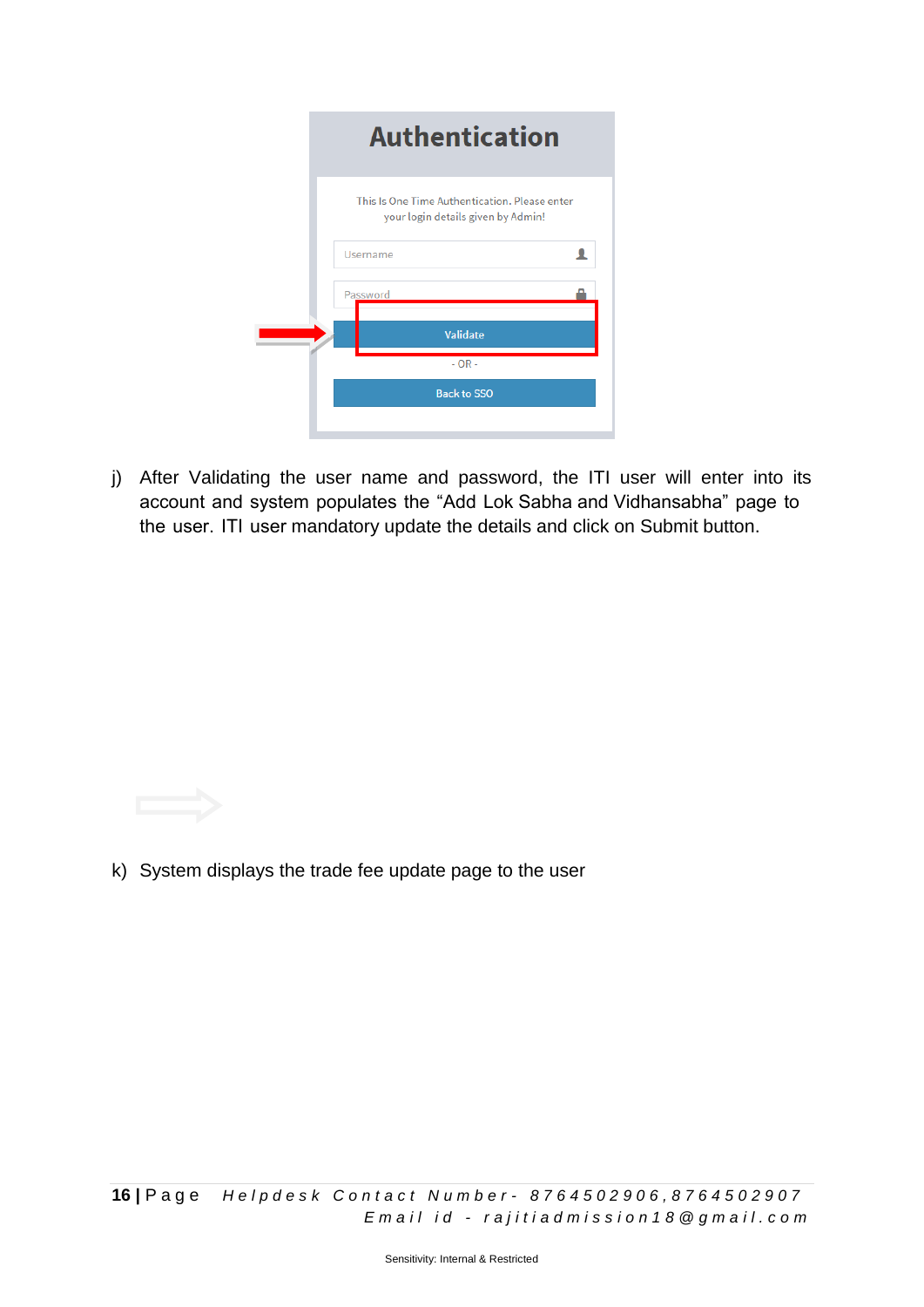## Authentication

This Is One Time Authentication. Please enter your login details given by Admin!

Username

Password

Validate

- OR -

Back to SSO

j) After Validating the user name and password, the ITI user will enter into its account and system populates the "Add Lok Sabha and Vidhansabha" page to the user. ITI user mandatory update the details and click on Submit button.

k) System displays the trade fee update page to the user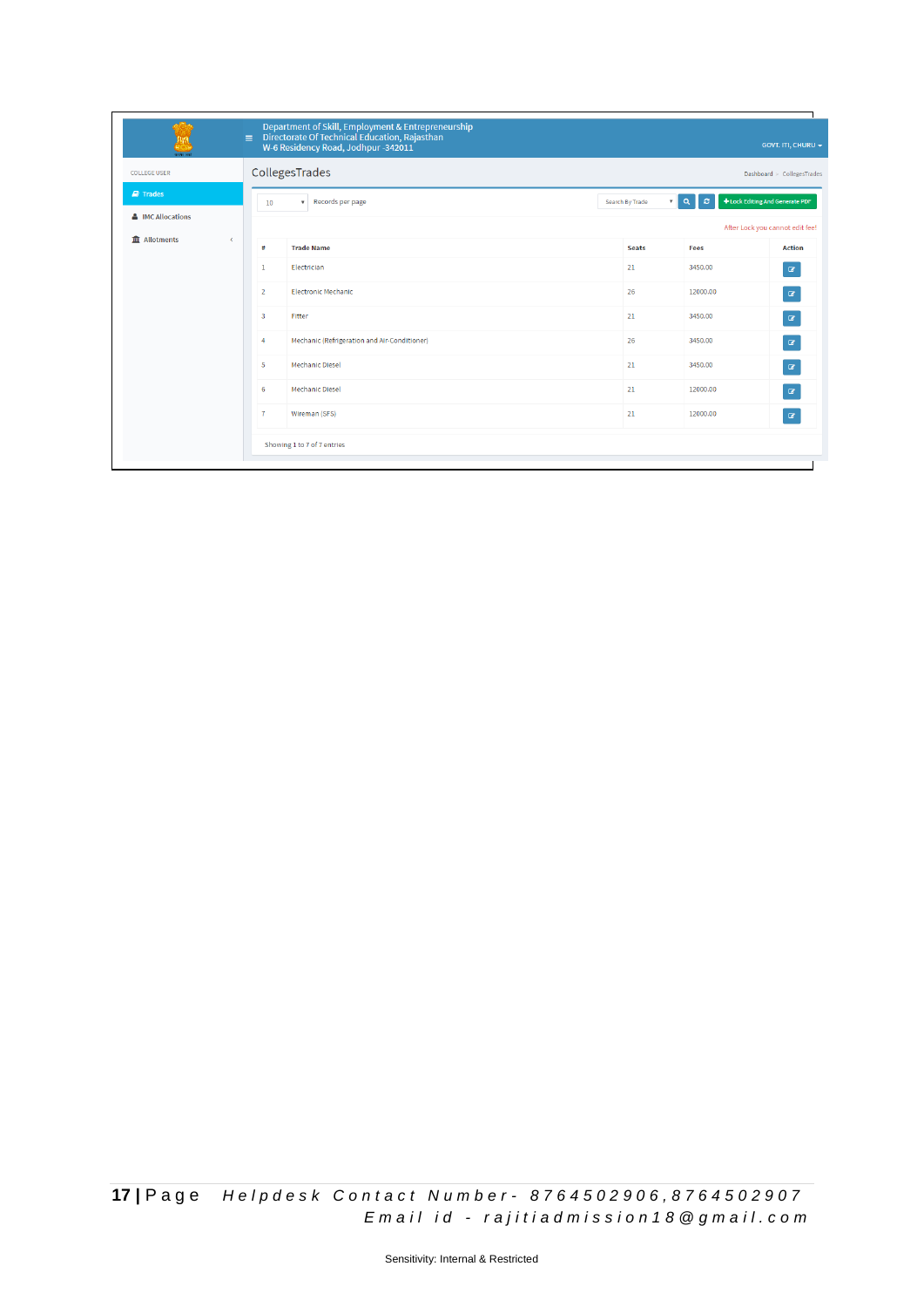Department of Skill, Employment & Entrepreneurship
Directorate Of Technical Education, Rajasthan
W-6 Residency Road, Jodhpur -342011

GOVT. ITI, CHURU

COLLEGE USER

- Trades
- IMC Allocations
- Allotments

## CollegesTrades

Dashboard » CollegesTrades

10 Records per page

Search By Trade

+Lock Editing And Generate PDF

After Lock you cannot edit fee!

| # | Trade Name | Seats | Fees | Action |
|---|---|---|---|---|
| 1 | Electrician | 21 | 3450.00 | |
| 2 | Electronic Mechanic | 26 | 12000.00 | |
| 3 | Fitter | 21 | 3450.00 | |
| 4 | Mechanic (Refrigeration and Air-Conditioner) | 26 | 3450.00 | |
| 5 | Mechanic Diesel | 21 | 3450.00 | |
| 6 | Mechanic Diesel | 21 | 12000.00 | |
| 7 | Wireman (SFS) | 21 | 12000.00 | |

Showing 1 to 7 of 7 entries

Helpdesk Contact Number- 8764502906,8764502907
Email id - rajitiadmission18@gmail.com

Sensitivity: Internal & Restricted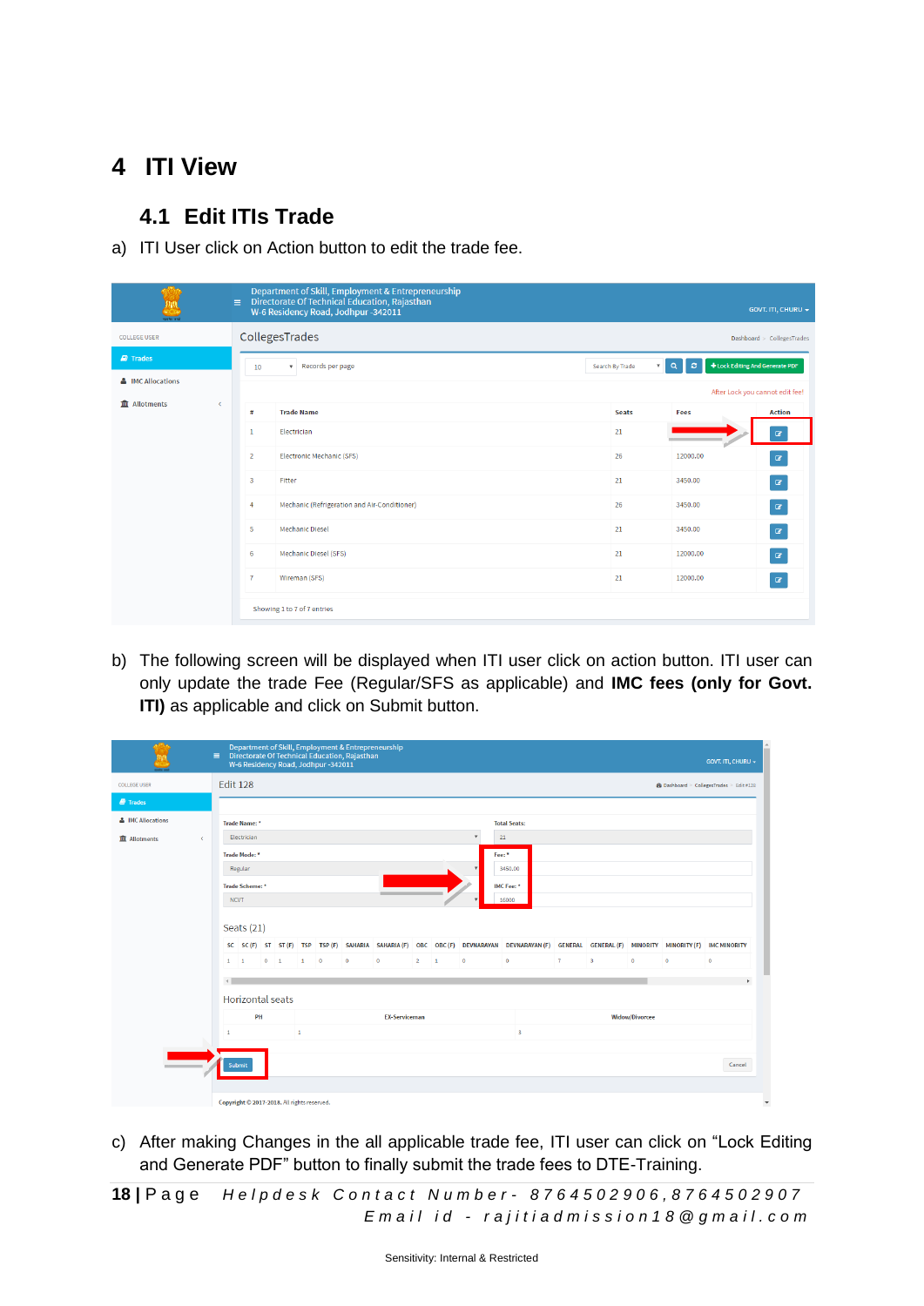# 4 ITI View

## 4.1 Edit ITIs Trade

a) ITI User click on Action button to edit the trade fee.

b) The following screen will be displayed when ITI user click on action button. ITI user can only update the trade Fee (Regular/SFS as applicable) and **IMC fees (only for Govt. ITI)** as applicable and click on Submit button.

c) After making Changes in the all applicable trade fee, ITI user can click on “Lock Editing and Generate PDF” button to finally submit the trade fees to DTE-Training.

**18 |** Page Helpdesk Contact Number- 8764502906,8764502907
Email id - rajitiadmission18@gmail.com

Sensitivity: Internal & Restricted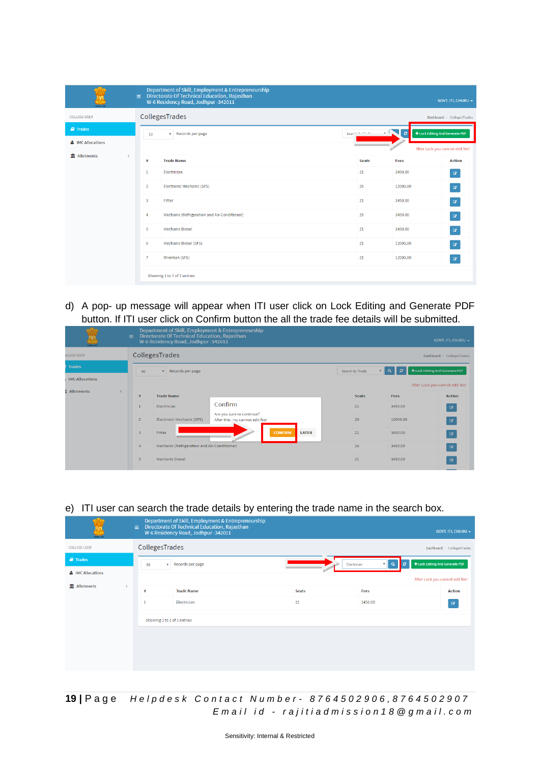d) A pop- up message will appear when ITI user click on Lock Editing and Generate PDF button. If ITI user click on Confirm button the all the trade fee details will be submitted.

e) ITI user can search the trade details by entering the trade name in the search box.